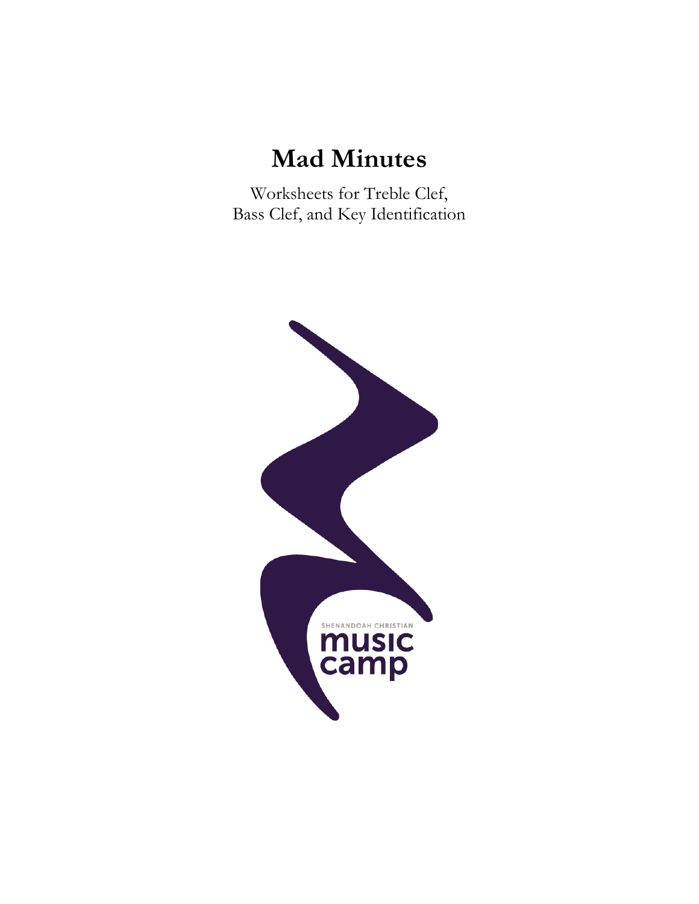# Mad Minutes

Worksheets for Treble Clef,
Bass Clef, and Key Identification

SHENANDOAH CHRISTIAN

music
camp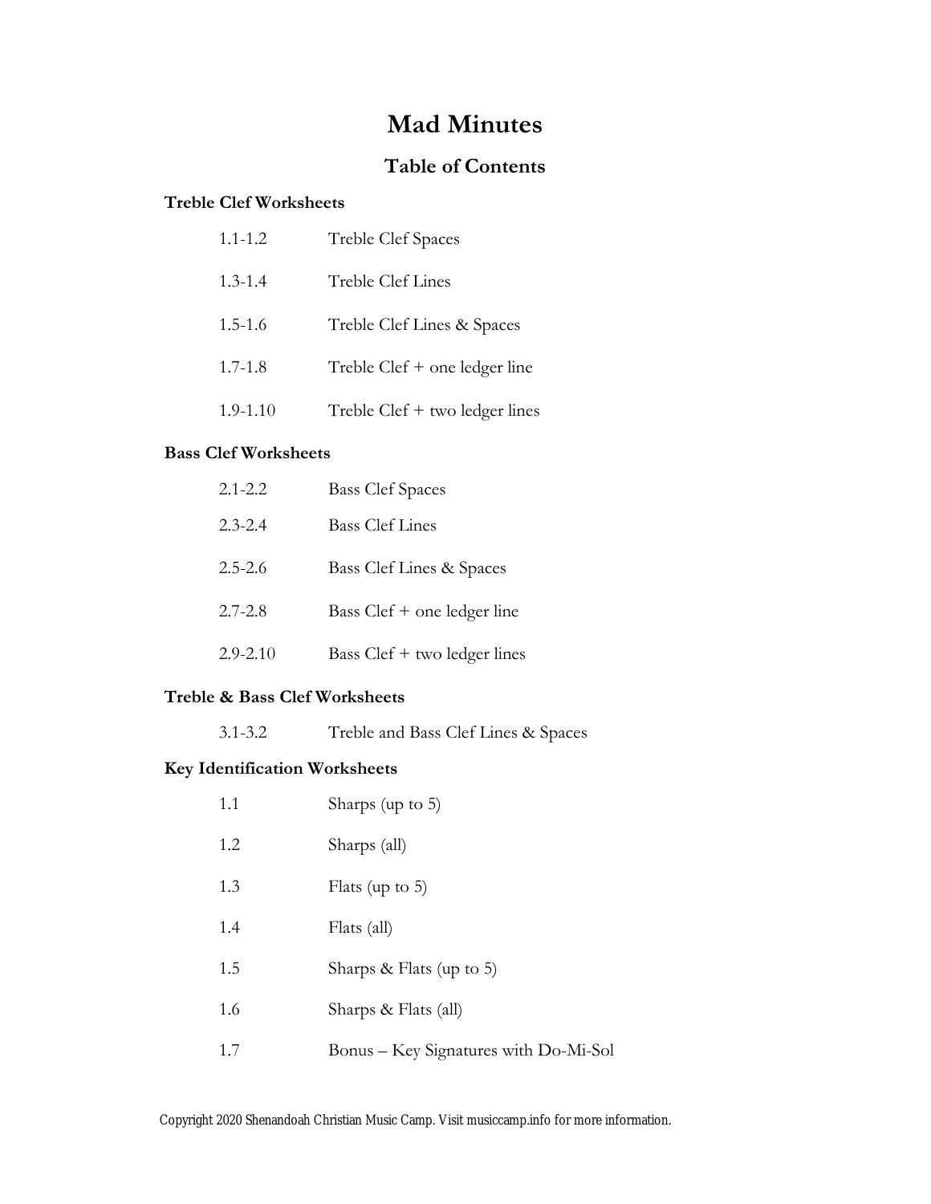# Mad Minutes

## Table of Contents

### Treble Clef Worksheets

| | |
|---|---|
| 1.1-1.2 | Treble Clef Spaces |
| 1.3-1.4 | Treble Clef Lines |
| 1.5-1.6 | Treble Clef Lines & Spaces |
| 1.7-1.8 | Treble Clef + one ledger line |
| 1.9-1.10 | Treble Clef + two ledger lines |

### Bass Clef Worksheets

| | |
|---|---|
| 2.1-2.2 | Bass Clef Spaces |
| 2.3-2.4 | Bass Clef Lines |
| 2.5-2.6 | Bass Clef Lines & Spaces |
| 2.7-2.8 | Bass Clef + one ledger line |
| 2.9-2.10 | Bass Clef + two ledger lines |

### Treble & Bass Clef Worksheets

| | |
|---|---|
| 3.1-3.2 | Treble and Bass Clef Lines & Spaces |

### Key Identification Worksheets

| | |
|---|---|
| 1.1 | Sharps (up to 5) |
| 1.2 | Sharps (all) |
| 1.3 | Flats (up to 5) |
| 1.4 | Flats (all) |
| 1.5 | Sharps & Flats (up to 5) |
| 1.6 | Sharps & Flats (all) |
| 1.7 | Bonus – Key Signatures with Do-Mi-Sol |

Copyright 2020 Shenandoah Christian Music Camp. Visit musiccamp.info for more information.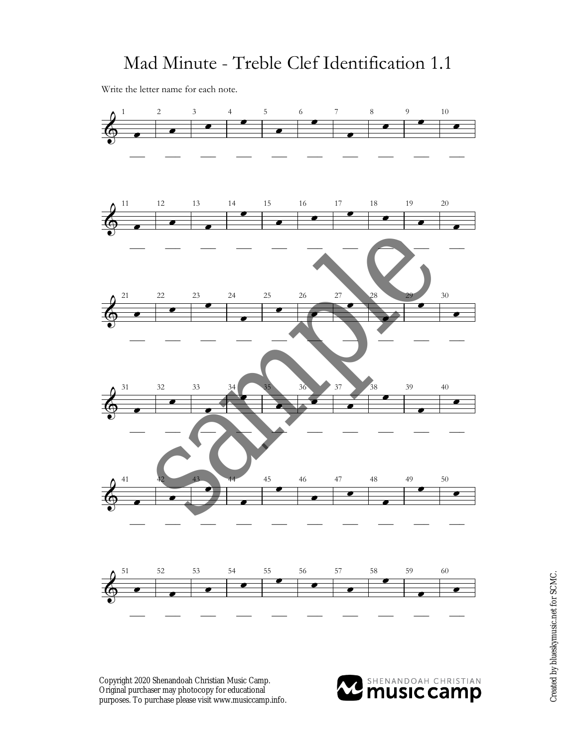# Mad Minute - Treble Clef Identification 1.1

Write the letter name for each note.

1 ___ 2 ___ 3 ___ 4 ___ 5 ___ 6 ___ 7 ___ 8 ___ 9 ___ 10 ___

11 ___ 12 ___ 13 ___ 14 ___ 15 ___ 16 ___ 17 ___ 18 ___ 19 ___ 20 ___

21 ___ 22 ___ 23 ___ 24 ___ 25 ___ 26 ___ 27 ___ 28 ___ 29 ___ 30 ___

31 ___ 32 ___ 33 ___ 34 ___ 35 ___ 36 ___ 37 ___ 38 ___ 39 ___ 40 ___

41 ___ 42 ___ 43 ___ 44 ___ 45 ___ 46 ___ 47 ___ 48 ___ 49 ___ 50 ___

51 ___ 52 ___ 53 ___ 54 ___ 55 ___ 56 ___ 57 ___ 58 ___ 59 ___ 60 ___

sample

Copyright 2020 Shenandoah Christian Music Camp.
Original purchaser may photocopy for educational purposes. To purchase please visit www.musiccamp.info.

SHENANDOAH CHRISTIAN music camp

Created by blueskymusic.net for SCMC.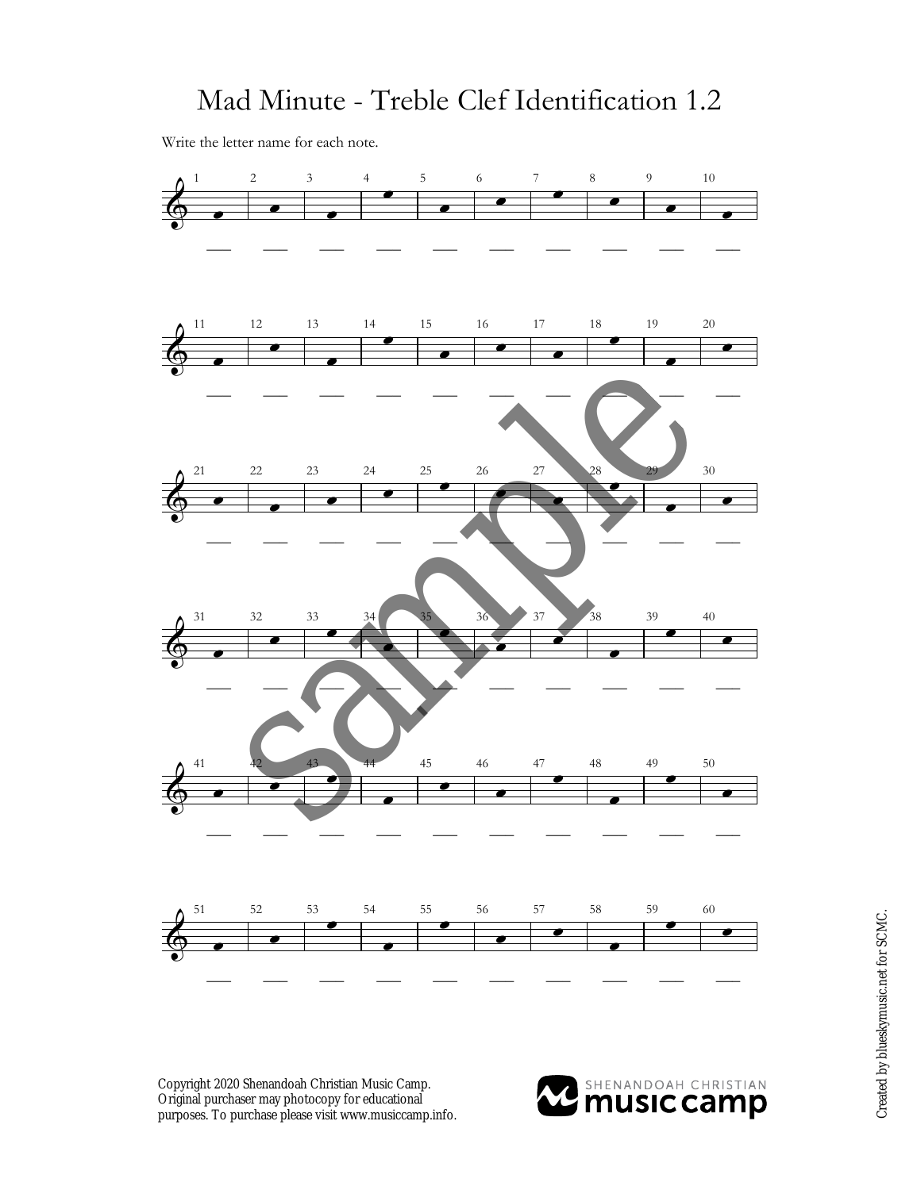# Mad Minute - Treble Clef Identification 1.2

Write the letter name for each note.

Copyright 2020 Shenandoah Christian Music Camp. Original purchaser may photocopy for educational purposes. To purchase please visit www.musiccamp.info.

SHENANDOAH CHRISTIAN music camp

Created by blueskymusic.net for SCMC.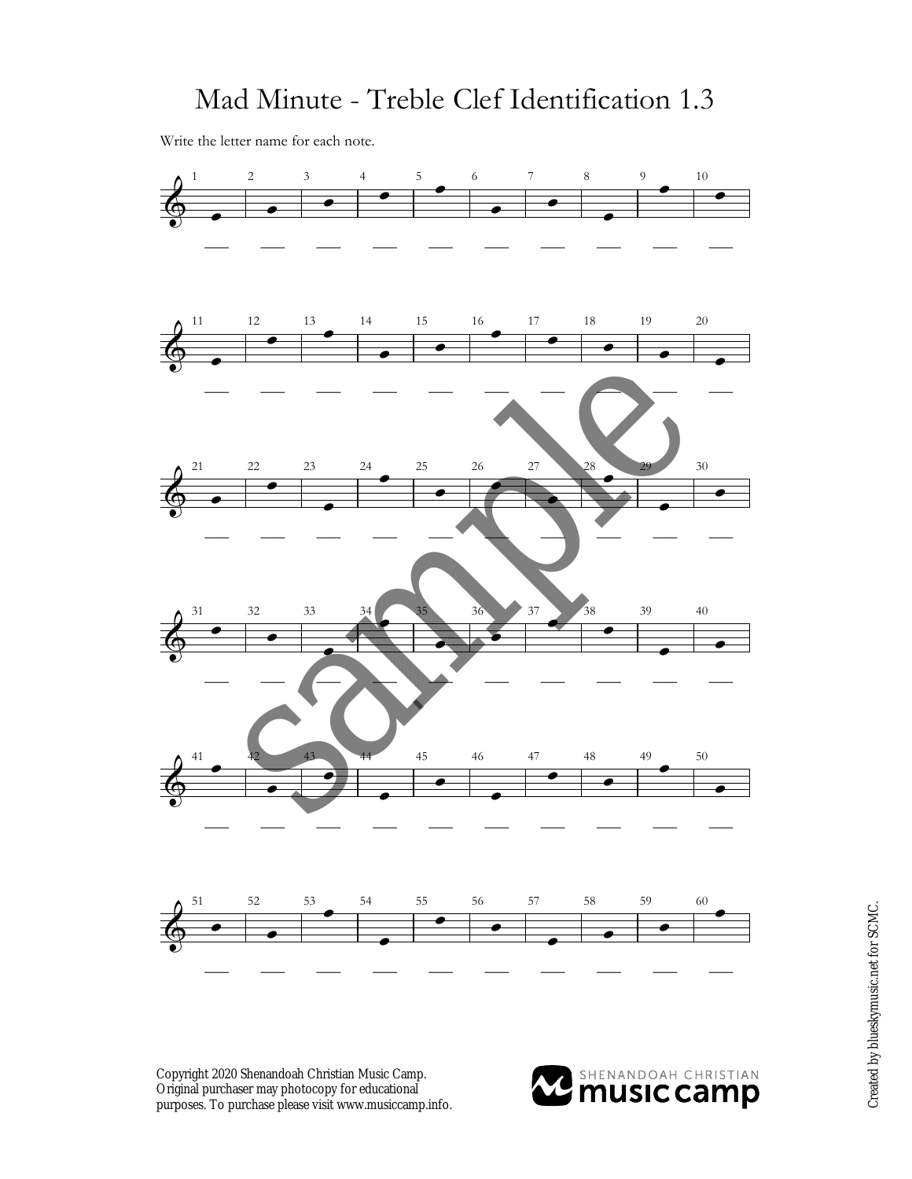# Mad Minute - Treble Clef Identification 1.3

Write the letter name for each note.

Copyright 2020 Shenandoah Christian Music Camp. Original purchaser may photocopy for educational purposes. To purchase please visit www.musiccamp.info.

Created by blueskymusic.net for SCMC.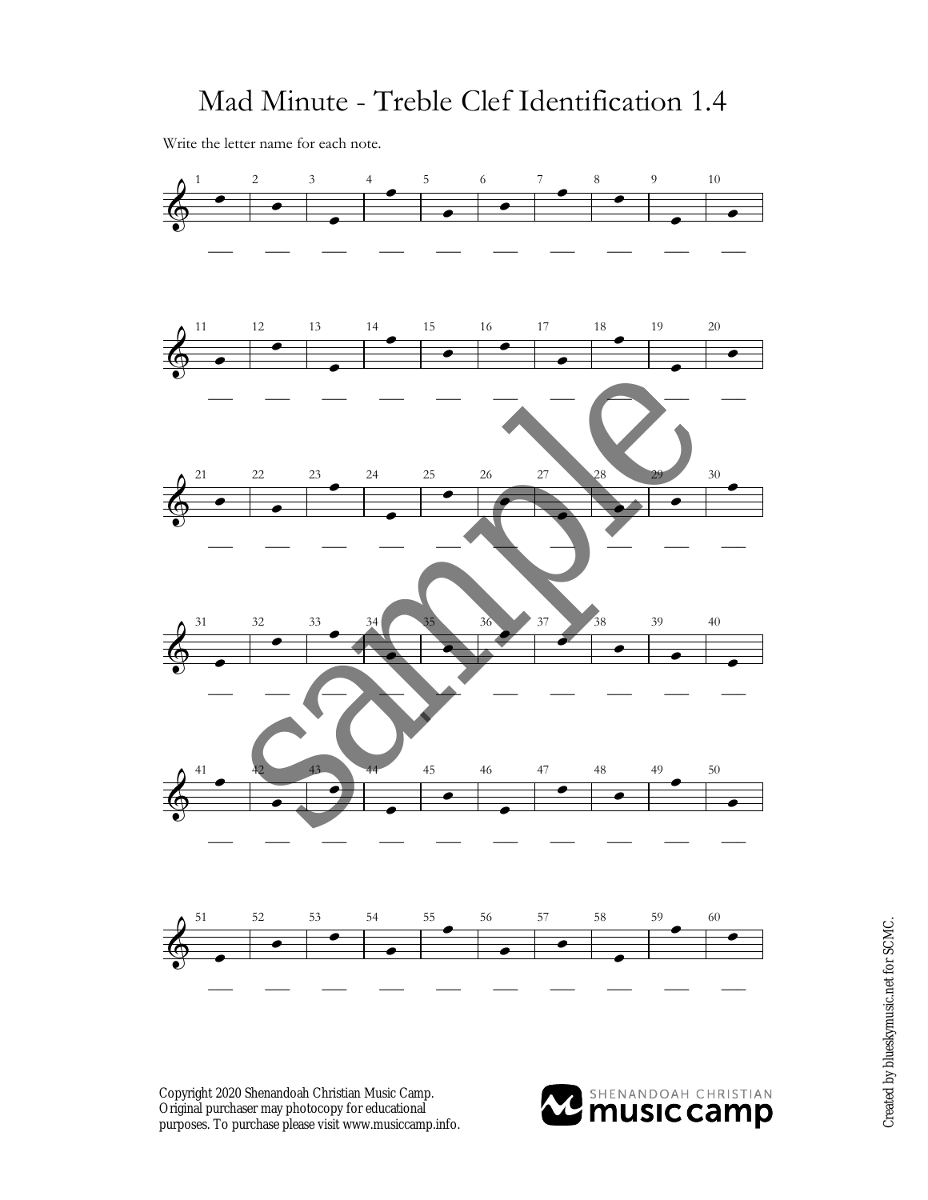# Mad Minute - Treble Clef Identification 1.4

Write the letter name for each note.

Copyright 2020 Shenandoah Christian Music Camp.
Original purchaser may photocopy for educational purposes. To purchase please visit www.musiccamp.info.

Created by blueskymusic.net for SCMC.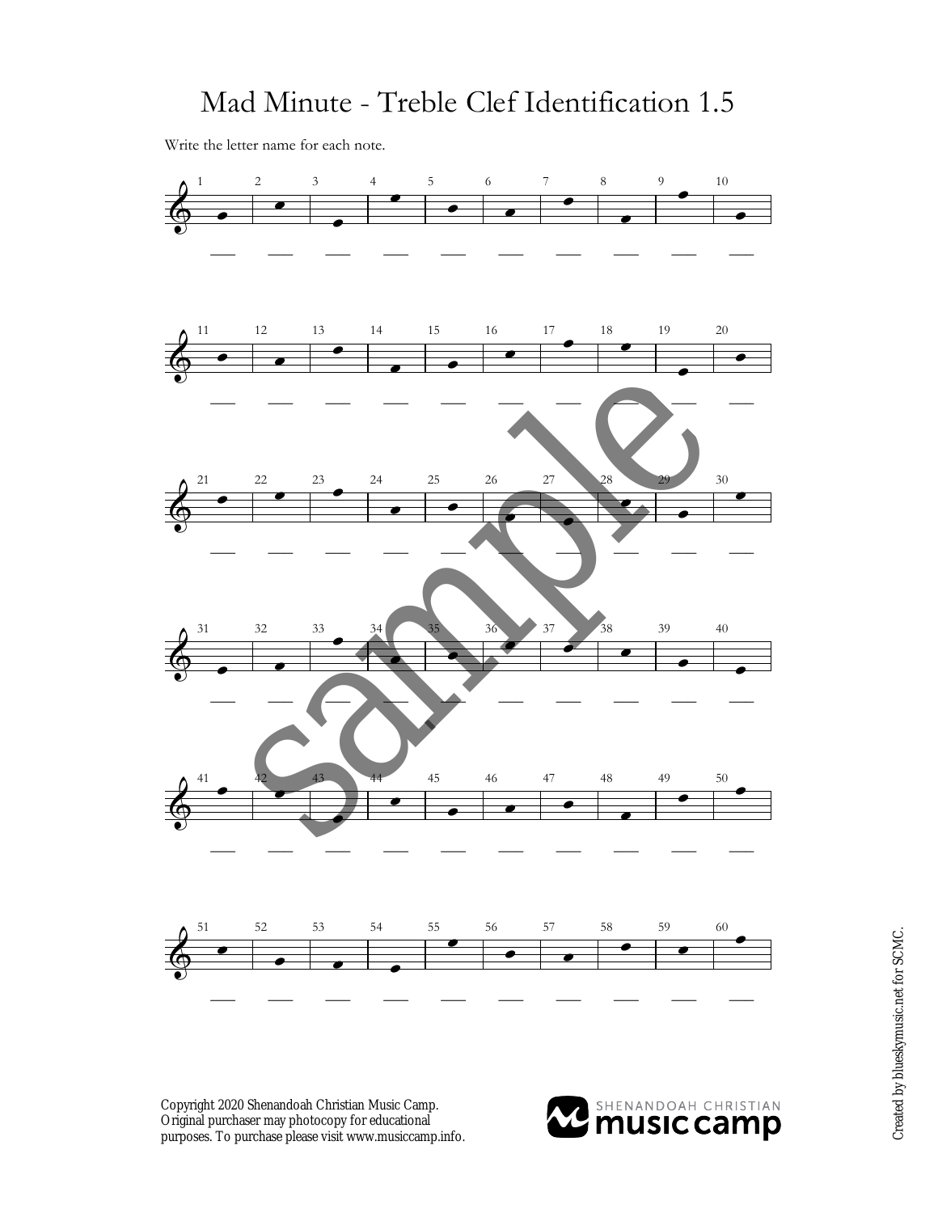# Mad Minute - Treble Clef Identification 1.5

Write the letter name for each note.

Copyright 2020 Shenandoah Christian Music Camp. Original purchaser may photocopy for educational purposes. To purchase please visit www.musiccamp.info.

Created by blueskymusic.net for SCMC.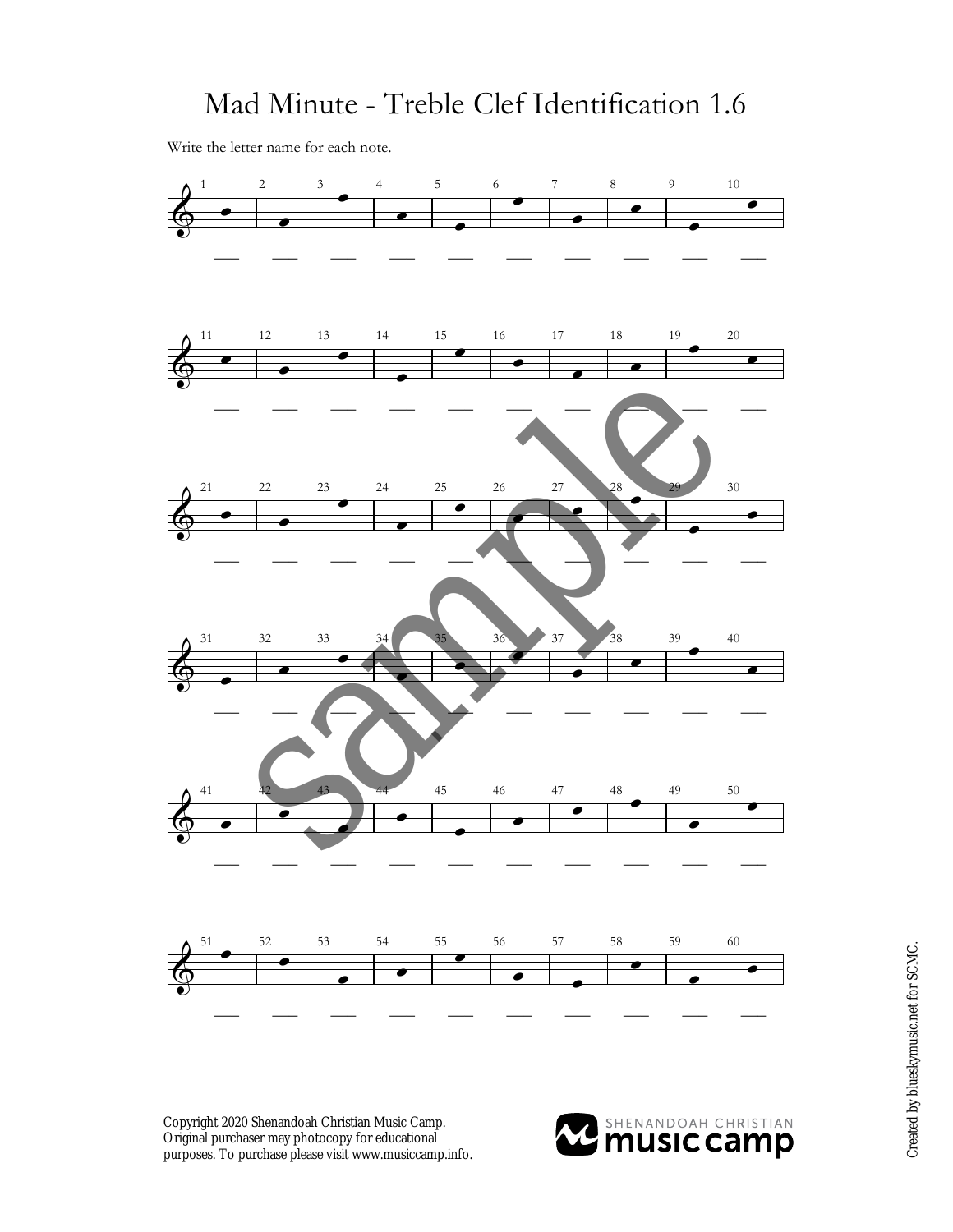# Mad Minute - Treble Clef Identification 1.6

Write the letter name for each note.

Copyright 2020 Shenandoah Christian Music Camp. Original purchaser may photocopy for educational purposes. To purchase please visit www.musiccamp.info.

Created by blueskymusic.net for SCMC.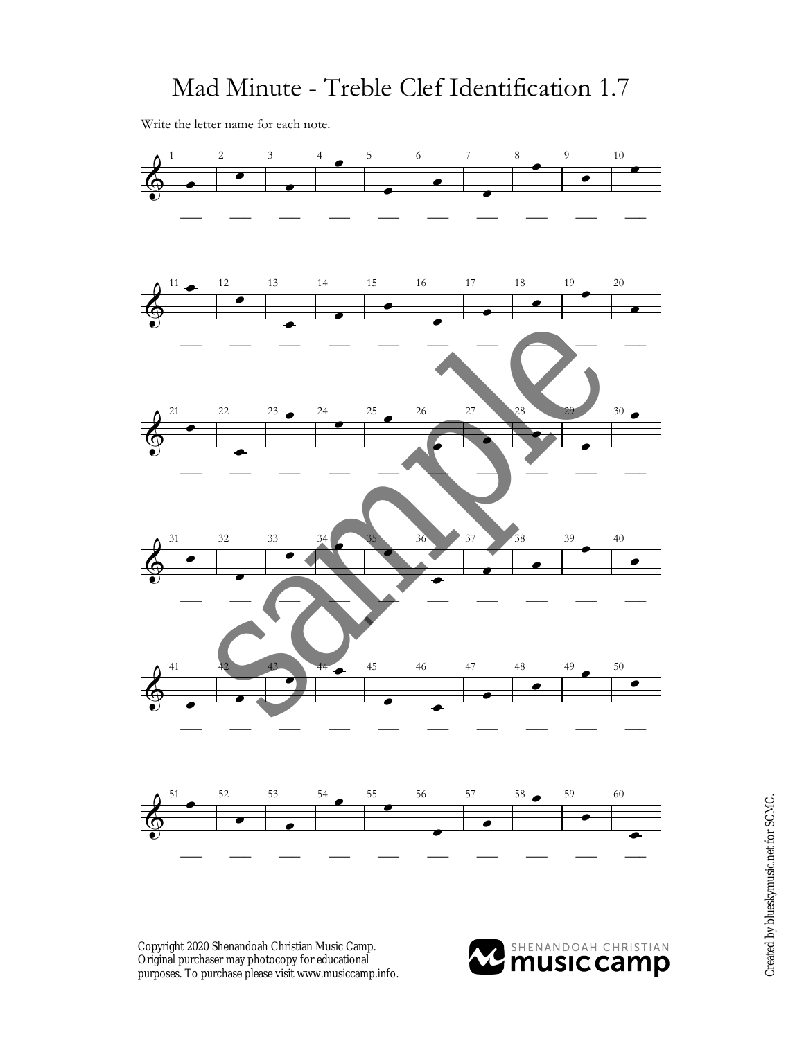# Mad Minute - Treble Clef Identification 1.7

Write the letter name for each note.

Copyright 2020 Shenandoah Christian Music Camp. Original purchaser may photocopy for educational purposes. To purchase please visit www.musiccamp.info.

Created by blueskymusic.net for SCMC.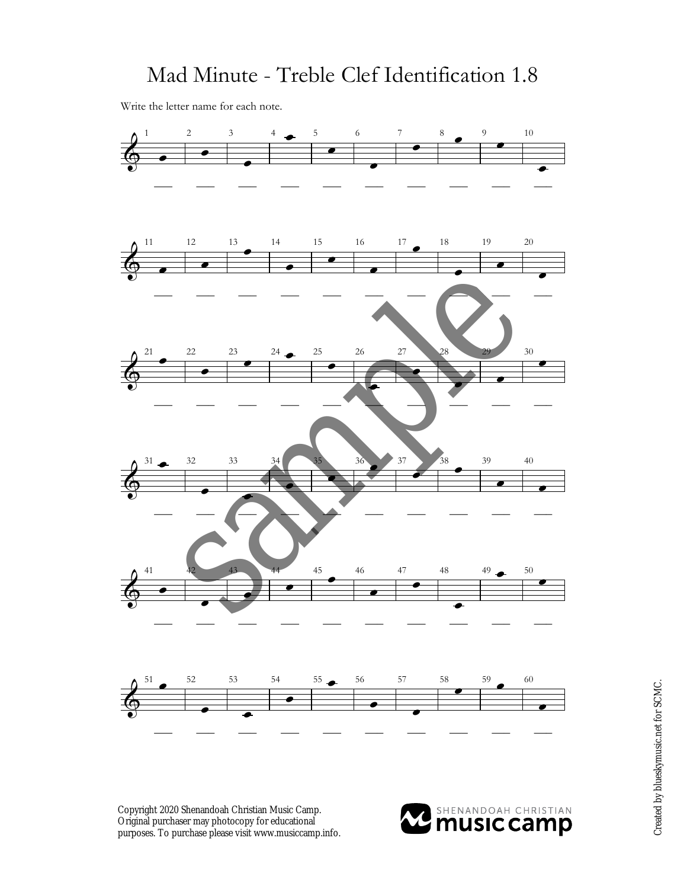# Mad Minute - Treble Clef Identification 1.8

Write the letter name for each note.

Copyright 2020 Shenandoah Christian Music Camp. Original purchaser may photocopy for educational purposes. To purchase please visit www.musiccamp.info.

Created by blueskymusic.net for SCMC.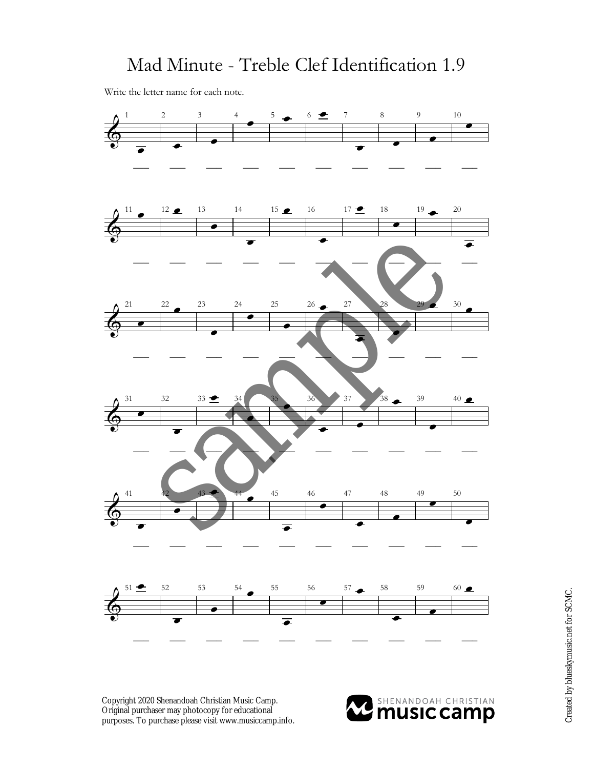# Mad Minute - Treble Clef Identification 1.9

Write the letter name for each note.

1 ___ 2 ___ 3 ___ 4 ___ 5 ___ 6 ___ 7 ___ 8 ___ 9 ___ 10 ___

11 ___ 12 ___ 13 ___ 14 ___ 15 ___ 16 ___ 17 ___ 18 ___ 19 ___ 20 ___

21 ___ 22 ___ 23 ___ 24 ___ 25 ___ 26 ___ 27 ___ 28 ___ 29 ___ 30 ___

31 ___ 32 ___ 33 ___ 34 ___ 35 ___ 36 ___ 37 ___ 38 ___ 39 ___ 40 ___

41 ___ 42 ___ 43 ___ 44 ___ 45 ___ 46 ___ 47 ___ 48 ___ 49 ___ 50 ___

51 ___ 52 ___ 53 ___ 54 ___ 55 ___ 56 ___ 57 ___ 58 ___ 59 ___ 60 ___

sample

Copyright 2020 Shenandoah Christian Music Camp.
Original purchaser may photocopy for educational purposes. To purchase please visit www.musiccamp.info.

SHENANDOAH CHRISTIAN music camp

Created by blueskymusic.net for SCMC.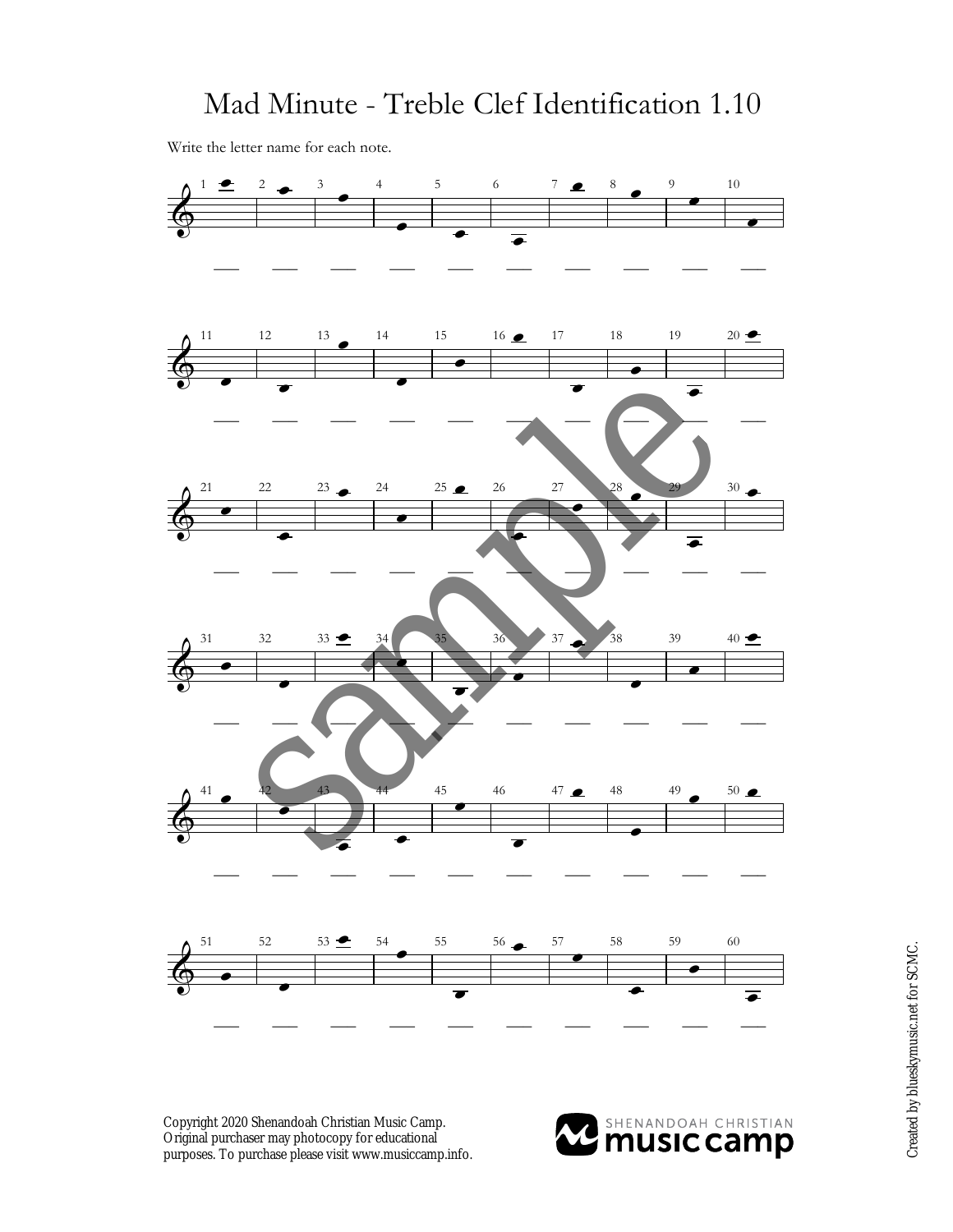# Mad Minute - Treble Clef Identification 1.10

Write the letter name for each note.

Copyright 2020 Shenandoah Christian Music Camp.
Original purchaser may photocopy for educational purposes. To purchase please visit www.musiccamp.info.

SHENANDOAH CHRISTIAN music camp

Created by blueskymusic.net for SCMC.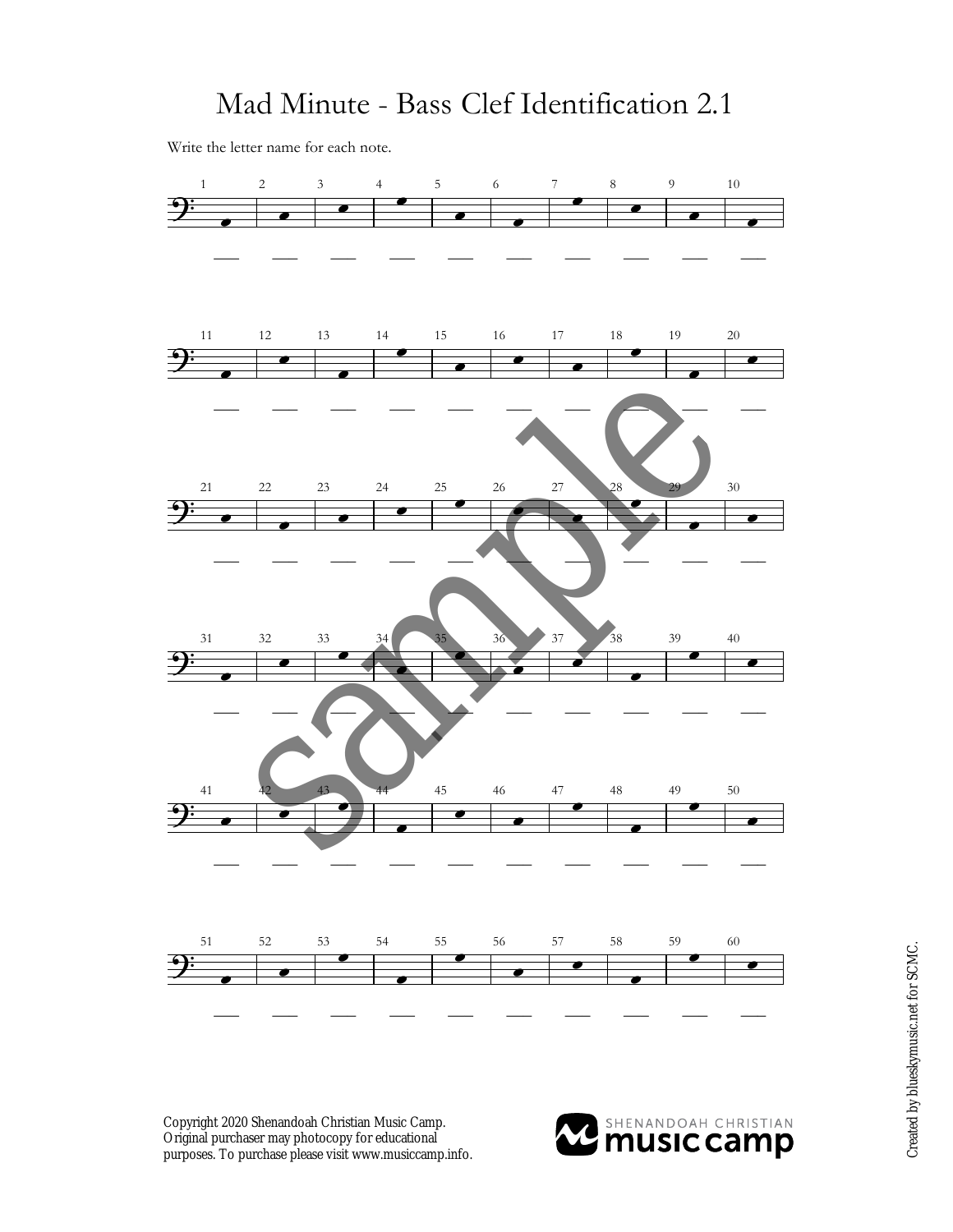# Mad Minute - Bass Clef Identification 2.1

Write the letter name for each note.

Copyright 2020 Shenandoah Christian Music Camp. Original purchaser may photocopy for educational purposes. To purchase please visit www.musiccamp.info.

Created by blueskymusic.net for SCMC.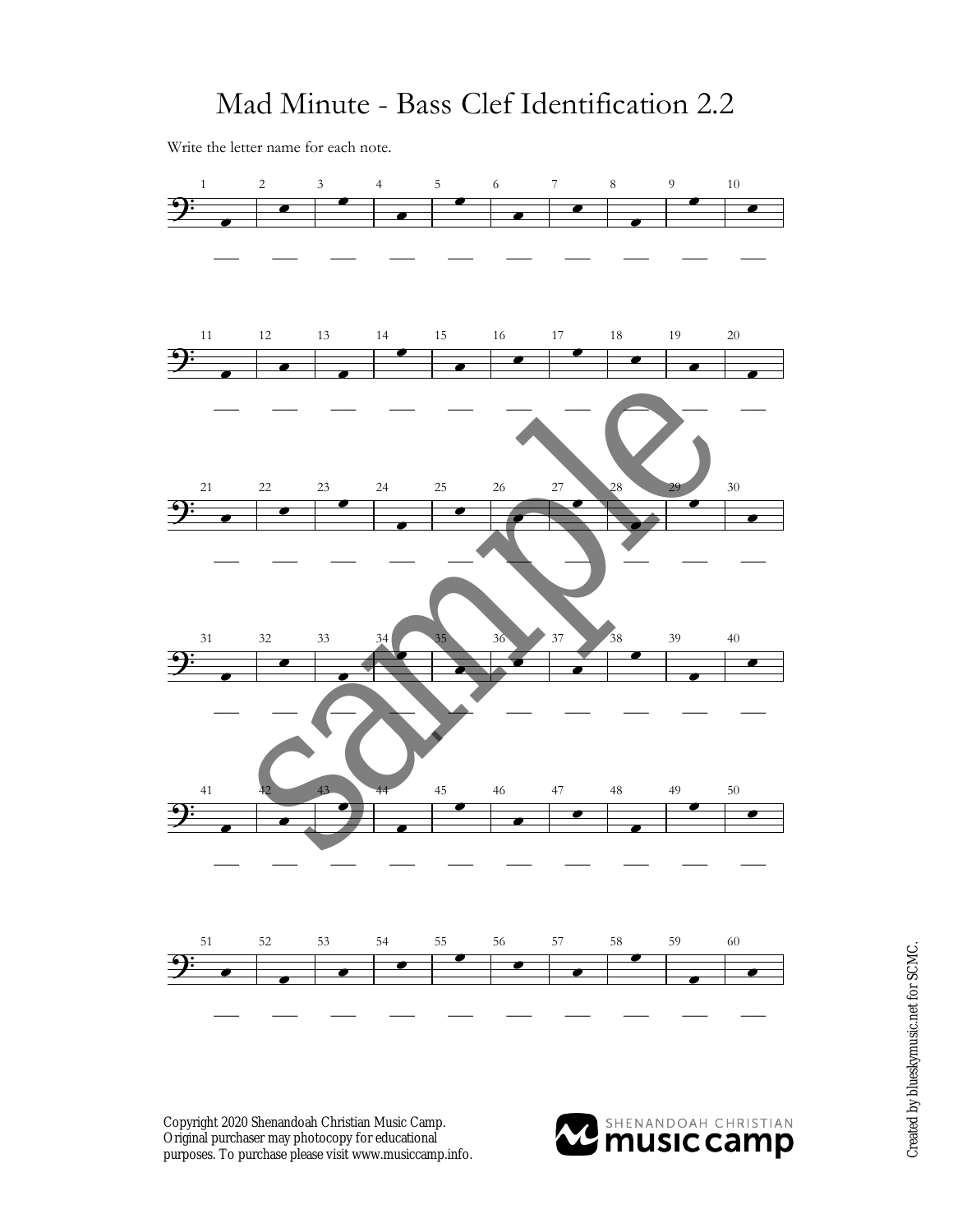# Mad Minute - Bass Clef Identification 2.2

Write the letter name for each note.

Copyright 2020 Shenandoah Christian Music Camp.
Original purchaser may photocopy for educational purposes. To purchase please visit www.musiccamp.info.

Created by blueskymusic.net for SCMC.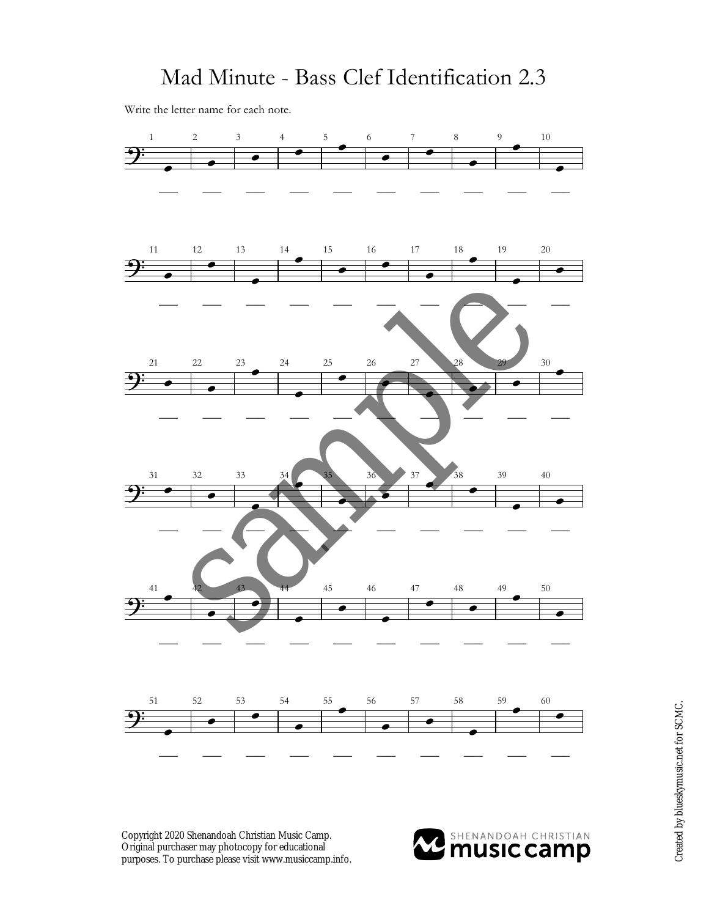# Mad Minute - Bass Clef Identification 2.3

Write the letter name for each note.

Copyright 2020 Shenandoah Christian Music Camp.
Original purchaser may photocopy for educational purposes. To purchase please visit www.musiccamp.info.

SHENANDOAH CHRISTIAN music camp

Created by blueskymusic.net for SCMC.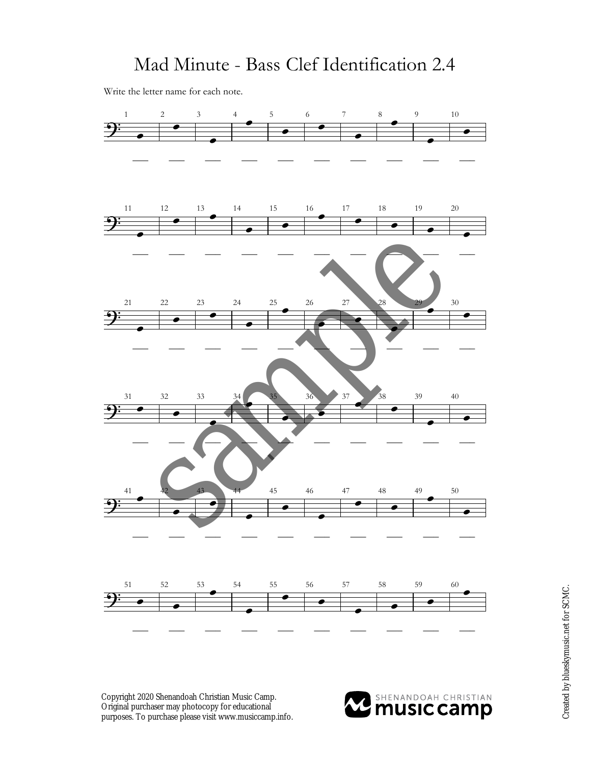# Mad Minute - Bass Clef Identification 2.4

Write the letter name for each note.

1 ___ 2 ___ 3 ___ 4 ___ 5 ___ 6 ___ 7 ___ 8 ___ 9 ___ 10 ___

11 ___ 12 ___ 13 ___ 14 ___ 15 ___ 16 ___ 17 ___ 18 ___ 19 ___ 20 ___

21 ___ 22 ___ 23 ___ 24 ___ 25 ___ 26 ___ 27 ___ 28 ___ 29 ___ 30 ___

31 ___ 32 ___ 33 ___ 34 ___ 35 ___ 36 ___ 37 ___ 38 ___ 39 ___ 40 ___

41 ___ 42 ___ 43 ___ 44 ___ 45 ___ 46 ___ 47 ___ 48 ___ 49 ___ 50 ___

51 ___ 52 ___ 53 ___ 54 ___ 55 ___ 56 ___ 57 ___ 58 ___ 59 ___ 60 ___

Copyright 2020 Shenandoah Christian Music Camp. Original purchaser may photocopy for educational purposes. To purchase please visit www.musiccamp.info.

SHENANDOAH CHRISTIAN music camp

Created by blueskymusic.net for SCMC.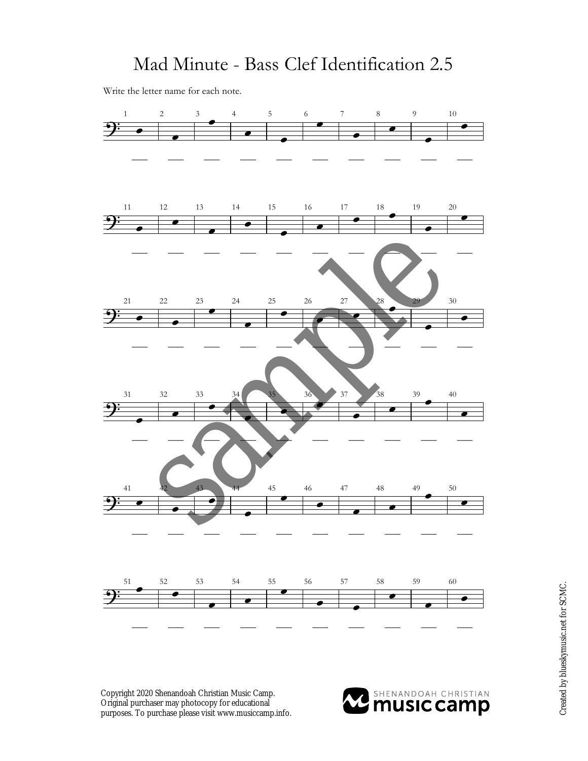# Mad Minute - Bass Clef Identification 2.5

Write the letter name for each note.

1 ___ 2 ___ 3 ___ 4 ___ 5 ___ 6 ___ 7 ___ 8 ___ 9 ___ 10 ___

11 ___ 12 ___ 13 ___ 14 ___ 15 ___ 16 ___ 17 ___ 18 ___ 19 ___ 20 ___

21 ___ 22 ___ 23 ___ 24 ___ 25 ___ 26 ___ 27 ___ 28 ___ 29 ___ 30 ___

31 ___ 32 ___ 33 ___ 34 ___ 35 ___ 36 ___ 37 ___ 38 ___ 39 ___ 40 ___

41 ___ 42 ___ 43 ___ 44 ___ 45 ___ 46 ___ 47 ___ 48 ___ 49 ___ 50 ___

51 ___ 52 ___ 53 ___ 54 ___ 55 ___ 56 ___ 57 ___ 58 ___ 59 ___ 60 ___

sample

Copyright 2020 Shenandoah Christian Music Camp. Original purchaser may photocopy for educational purposes. To purchase please visit www.musiccamp.info.

SHENANDOAH CHRISTIAN music camp

Created by blueskymusic.net for SCMC.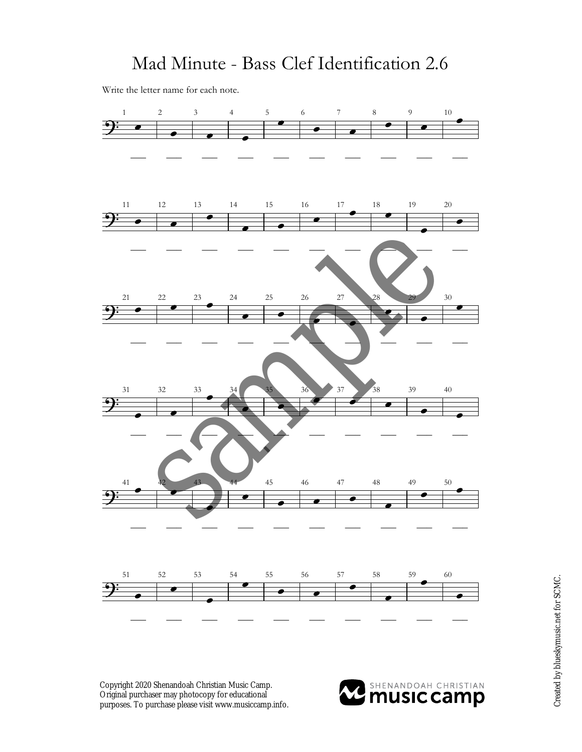# Mad Minute - Bass Clef Identification 2.6

Write the letter name for each note.

1 ___ 2 ___ 3 ___ 4 ___ 5 ___ 6 ___ 7 ___ 8 ___ 9 ___ 10 ___

11 ___ 12 ___ 13 ___ 14 ___ 15 ___ 16 ___ 17 ___ 18 ___ 19 ___ 20 ___

21 ___ 22 ___ 23 ___ 24 ___ 25 ___ 26 ___ 27 ___ 28 ___ 29 ___ 30 ___

31 ___ 32 ___ 33 ___ 34 ___ 35 ___ 36 ___ 37 ___ 38 ___ 39 ___ 40 ___

41 ___ 42 ___ 43 ___ 44 ___ 45 ___ 46 ___ 47 ___ 48 ___ 49 ___ 50 ___

51 ___ 52 ___ 53 ___ 54 ___ 55 ___ 56 ___ 57 ___ 58 ___ 59 ___ 60 ___

sample

Copyright 2020 Shenandoah Christian Music Camp.
Original purchaser may photocopy for educational purposes. To purchase please visit www.musiccamp.info.

SHENANDOAH CHRISTIAN music camp

Created by blueskymusic.net for SCMC.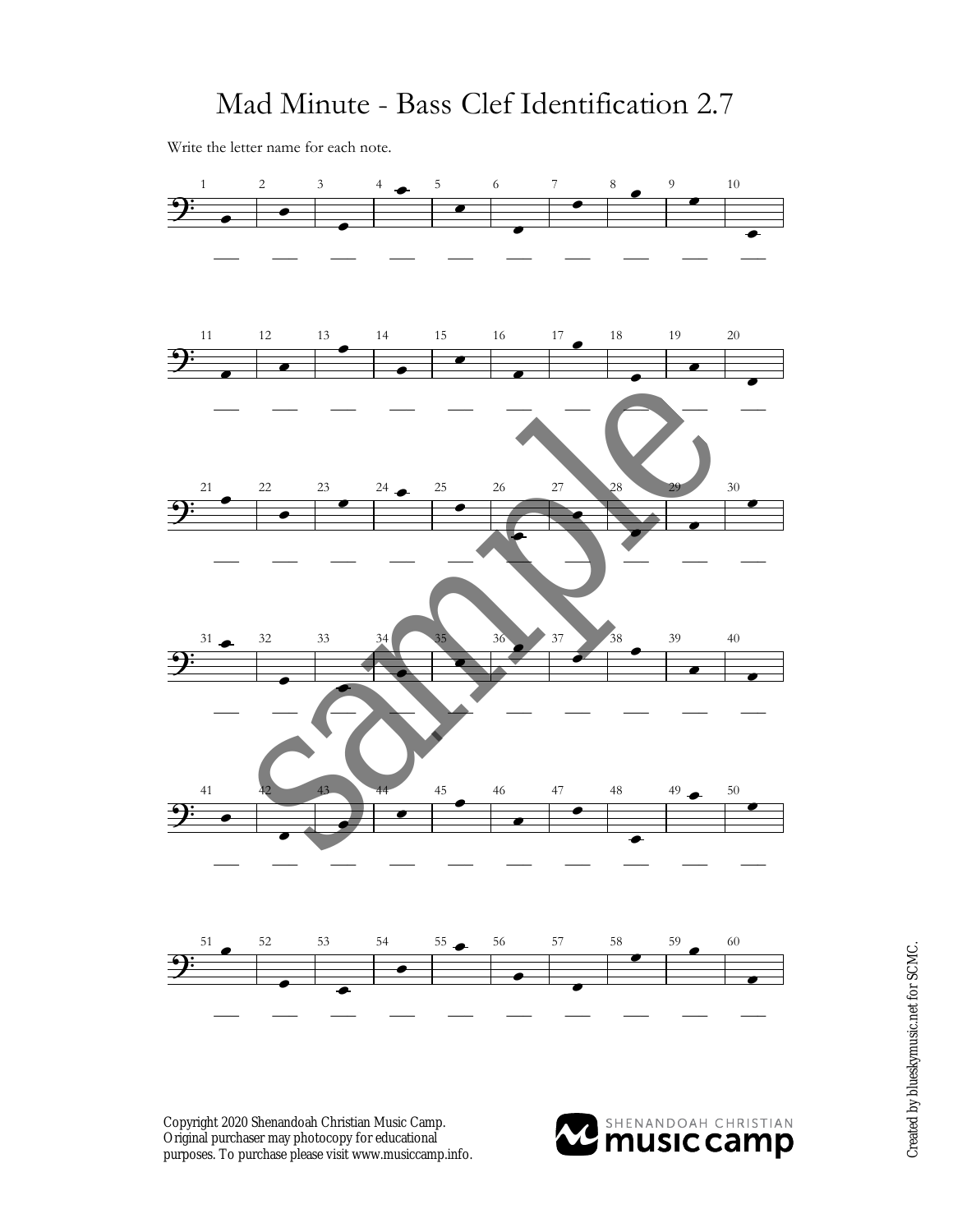# Mad Minute - Bass Clef Identification 2.7

Write the letter name for each note.

Copyright 2020 Shenandoah Christian Music Camp.
Original purchaser may photocopy for educational purposes. To purchase please visit www.musiccamp.info.

Created by blueskymusic.net for SCMC.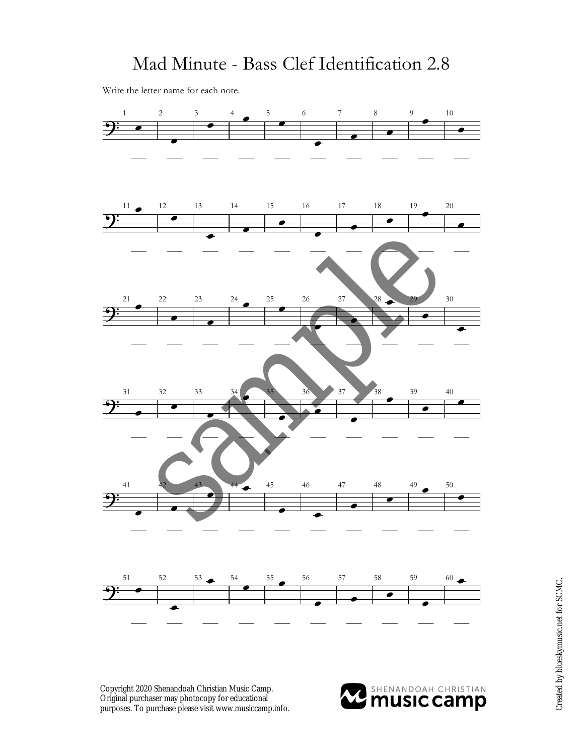# Mad Minute - Bass Clef Identification 2.8

Write the letter name for each note.

Copyright 2020 Shenandoah Christian Music Camp.
Original purchaser may photocopy for educational purposes. To purchase please visit www.musiccamp.info.

Created by blueskymusic.net for SCMC.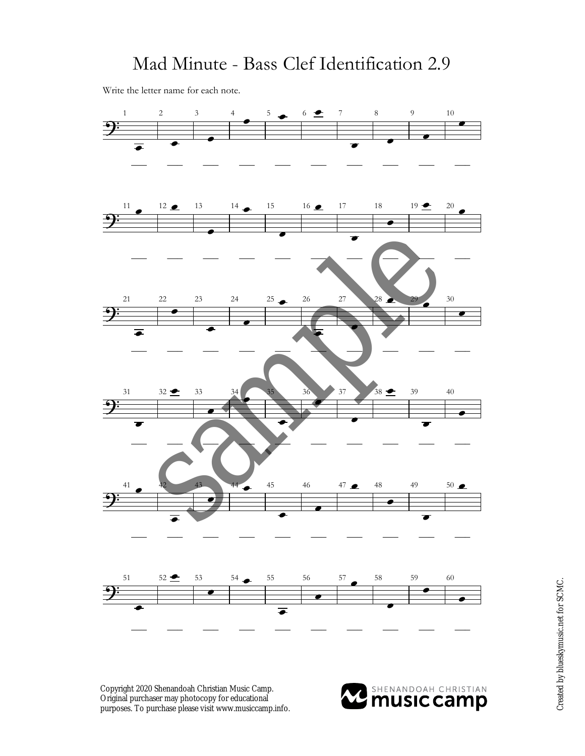# Mad Minute - Bass Clef Identification 2.9

Write the letter name for each note.

Copyright 2020 Shenandoah Christian Music Camp. Original purchaser may photocopy for educational purposes. To purchase please visit www.musiccamp.info.

Created by blueskymusic.net for SCMC.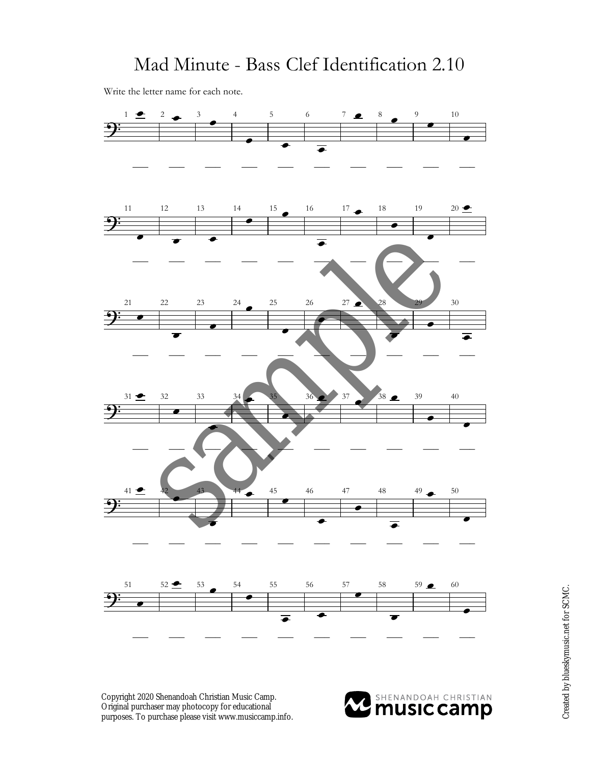# Mad Minute - Bass Clef Identification 2.10

Write the letter name for each note.

Copyright 2020 Shenandoah Christian Music Camp. Original purchaser may photocopy for educational purposes. To purchase please visit www.musiccamp.info.

Created by blueskymusic.net for SCMC.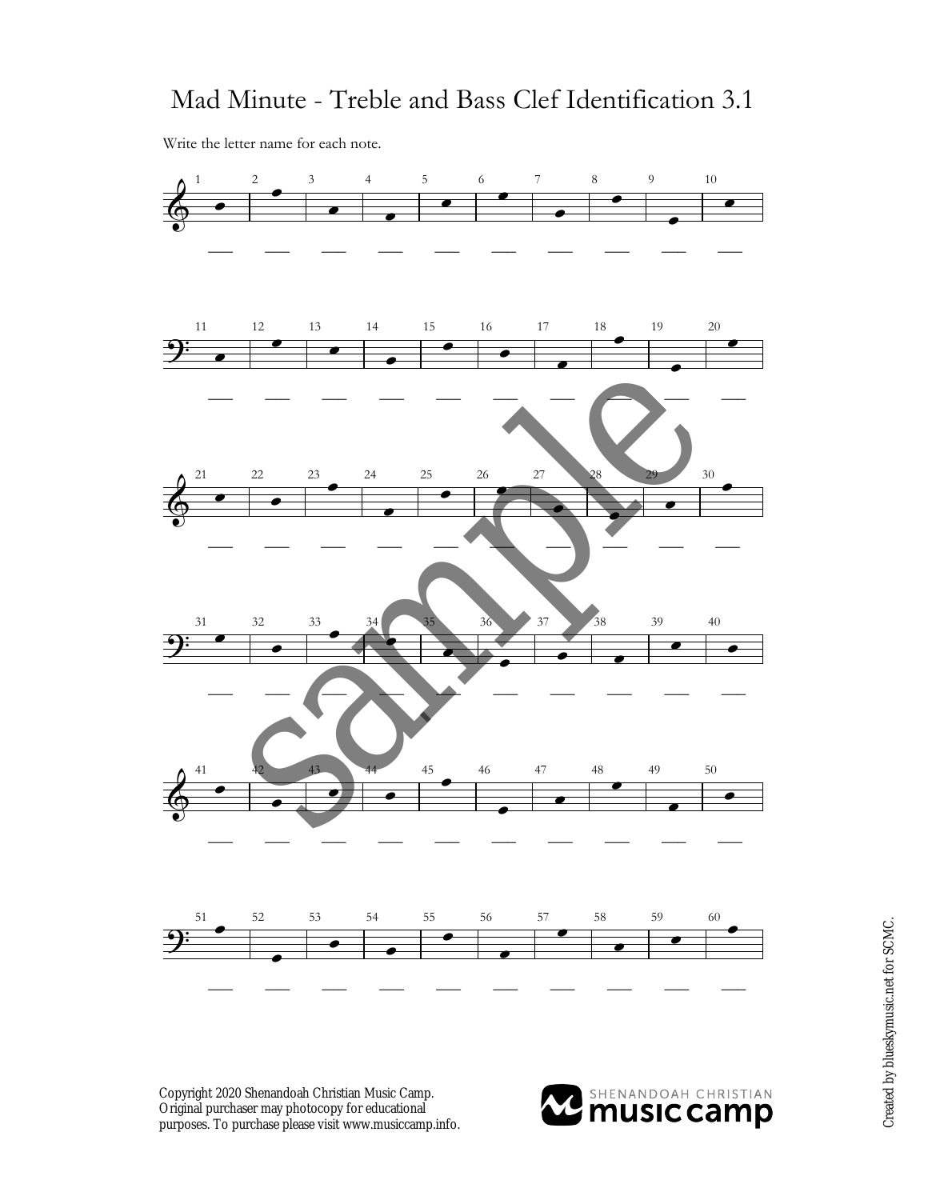# Mad Minute - Treble and Bass Clef Identification 3.1

Write the letter name for each note.

1 ___ 2 ___ 3 ___ 4 ___ 5 ___ 6 ___ 7 ___ 8 ___ 9 ___ 10 ___

11 ___ 12 ___ 13 ___ 14 ___ 15 ___ 16 ___ 17 ___ 18 ___ 19 ___ 20 ___

21 ___ 22 ___ 23 ___ 24 ___ 25 ___ 26 ___ 27 ___ 28 ___ 29 ___ 30 ___

31 ___ 32 ___ 33 ___ 34 ___ 35 ___ 36 ___ 37 ___ 38 ___ 39 ___ 40 ___

41 ___ 42 ___ 43 ___ 44 ___ 45 ___ 46 ___ 47 ___ 48 ___ 49 ___ 50 ___

51 ___ 52 ___ 53 ___ 54 ___ 55 ___ 56 ___ 57 ___ 58 ___ 59 ___ 60 ___

Copyright 2020 Shenandoah Christian Music Camp. Original purchaser may photocopy for educational purposes. To purchase please visit www.musiccamp.info.

SHENANDOAH CHRISTIAN music camp

Created by blueskymusic.net for SCMC.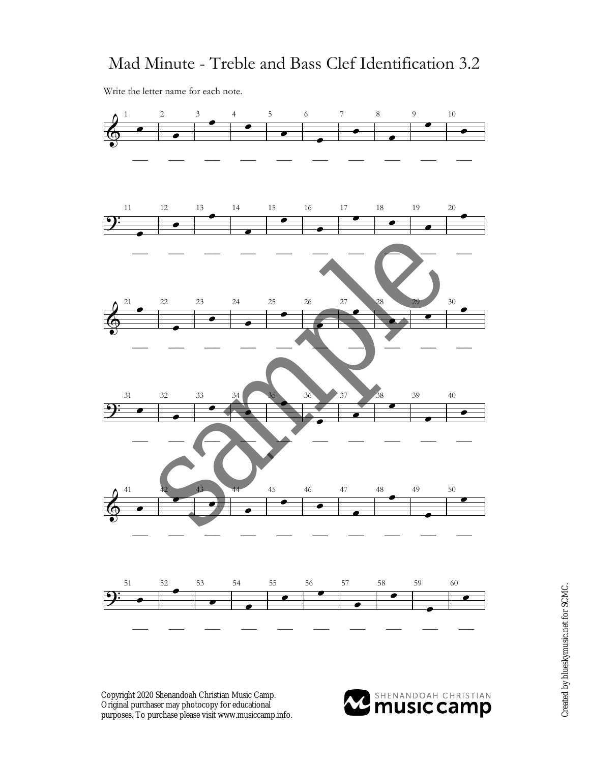# Mad Minute - Treble and Bass Clef Identification 3.2

Write the letter name for each note.

1 ___ 2 ___ 3 ___ 4 ___ 5 ___ 6 ___ 7 ___ 8 ___ 9 ___ 10 ___

11 ___ 12 ___ 13 ___ 14 ___ 15 ___ 16 ___ 17 ___ 18 ___ 19 ___ 20 ___

21 ___ 22 ___ 23 ___ 24 ___ 25 ___ 26 ___ 27 ___ 28 ___ 29 ___ 30 ___

31 ___ 32 ___ 33 ___ 34 ___ 35 ___ 36 ___ 37 ___ 38 ___ 39 ___ 40 ___

41 ___ 42 ___ 43 ___ 44 ___ 45 ___ 46 ___ 47 ___ 48 ___ 49 ___ 50 ___

51 ___ 52 ___ 53 ___ 54 ___ 55 ___ 56 ___ 57 ___ 58 ___ 59 ___ 60 ___

sample

Copyright 2020 Shenandoah Christian Music Camp.
Original purchaser may photocopy for educational purposes. To purchase please visit www.musiccamp.info.

SHENANDOAH CHRISTIAN music camp

Created by blueskymusic.net for SCMC.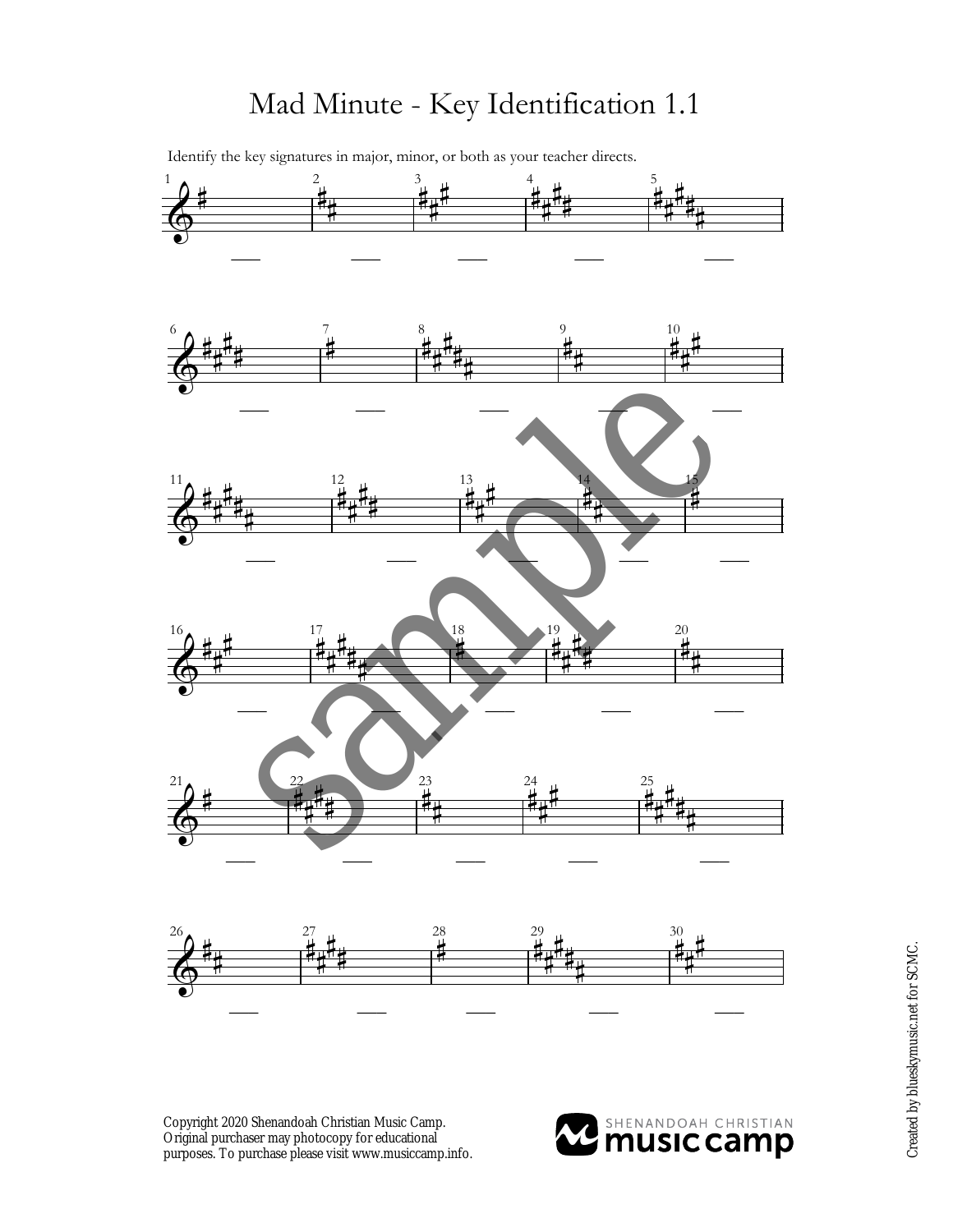# Mad Minute - Key Identification 1.1

Identify the key signatures in major, minor, or both as your teacher directs.

1 \_\_\_ 2 \_\_\_ 3 \_\_\_ 4 \_\_\_ 5 \_\_\_

6 \_\_\_ 7 \_\_\_ 8 \_\_\_ 9 \_\_\_ 10 \_\_\_

11 \_\_\_ 12 \_\_\_ 13 \_\_\_ 14 \_\_\_ 15 \_\_\_

16 \_\_\_ 17 \_\_\_ 18 \_\_\_ 19 \_\_\_ 20 \_\_\_

21 \_\_\_ 22 \_\_\_ 23 \_\_\_ 24 \_\_\_ 25 \_\_\_

26 \_\_\_ 27 \_\_\_ 28 \_\_\_ 29 \_\_\_ 30 \_\_\_

sample

Copyright 2020 Shenandoah Christian Music Camp. Original purchaser may photocopy for educational purposes. To purchase please visit www.musiccamp.info.

SHENANDOAH CHRISTIAN music camp

Created by blueskymusic.net for SCMC.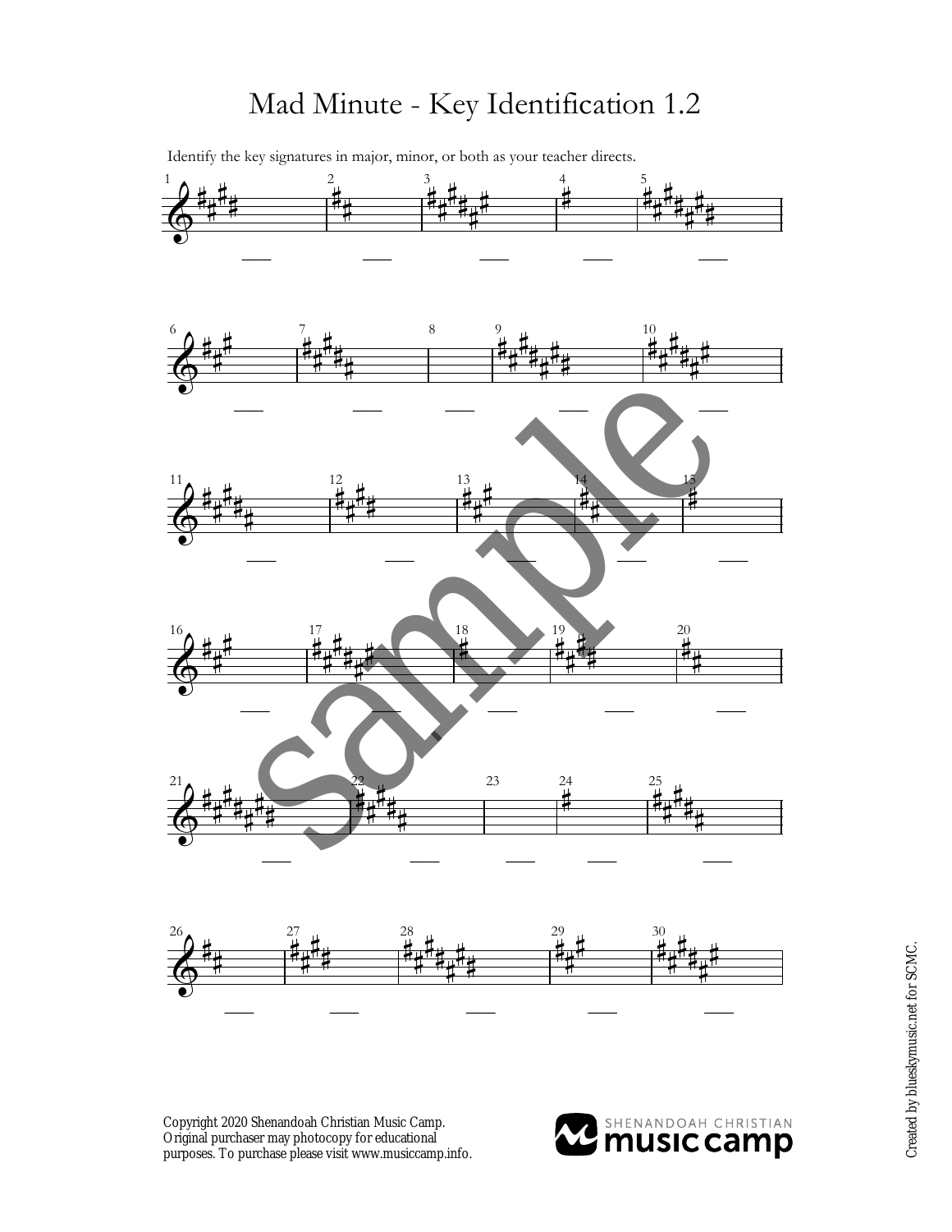# Mad Minute - Key Identification 1.2

Identify the key signatures in major, minor, or both as your teacher directs.

1 ___ 2 ___ 3 ___ 4 ___ 5 ___

6 ___ 7 ___ 8 ___ 9 ___ 10 ___

11 ___ 12 ___ 13 ___ 14 ___ 15 ___

16 ___ 17 ___ 18 ___ 19 ___ 20 ___

21 ___ 22 ___ 23 ___ 24 ___ 25 ___

26 ___ 27 ___ 28 ___ 29 ___ 30 ___

sample

Copyright 2020 Shenandoah Christian Music Camp.
Original purchaser may photocopy for educational purposes. To purchase please visit www.musiccamp.info.

SHENANDOAH CHRISTIAN music camp

Created by blueskymusic.net for SCMC.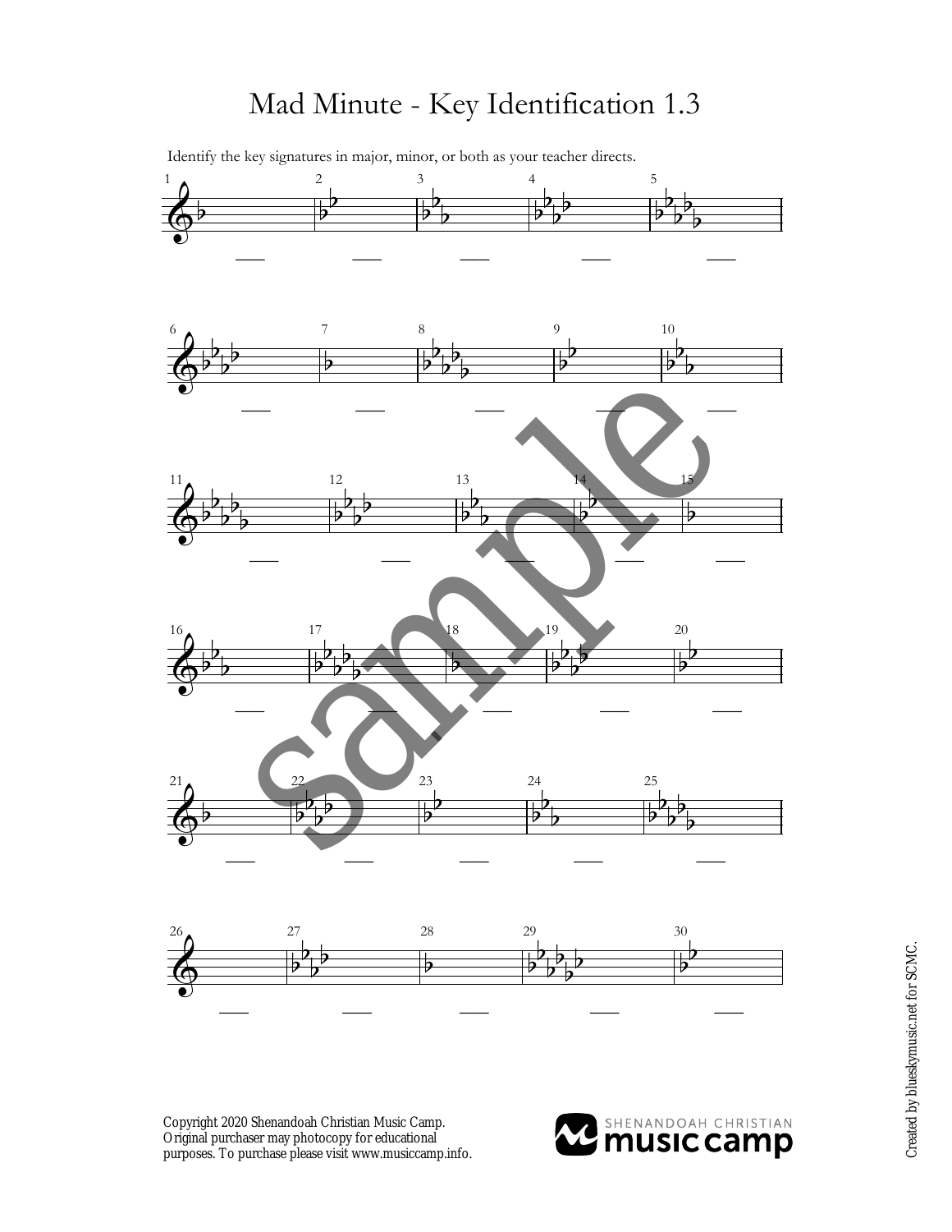# Mad Minute - Key Identification 1.3

Identify the key signatures in major, minor, or both as your teacher directs.

1 ___ 2 ___ 3 ___ 4 ___ 5 ___

6 ___ 7 ___ 8 ___ 9 ___ 10 ___

11 ___ 12 ___ 13 ___ 14 ___ 15 ___

16 ___ 17 ___ 18 ___ 19 ___ 20 ___

21 ___ 22 ___ 23 ___ 24 ___ 25 ___

26 ___ 27 ___ 28 ___ 29 ___ 30 ___

Copyright 2020 Shenandoah Christian Music Camp. Original purchaser may photocopy for educational purposes. To purchase please visit www.musiccamp.info.

Created by blueskymusic.net for SCMC.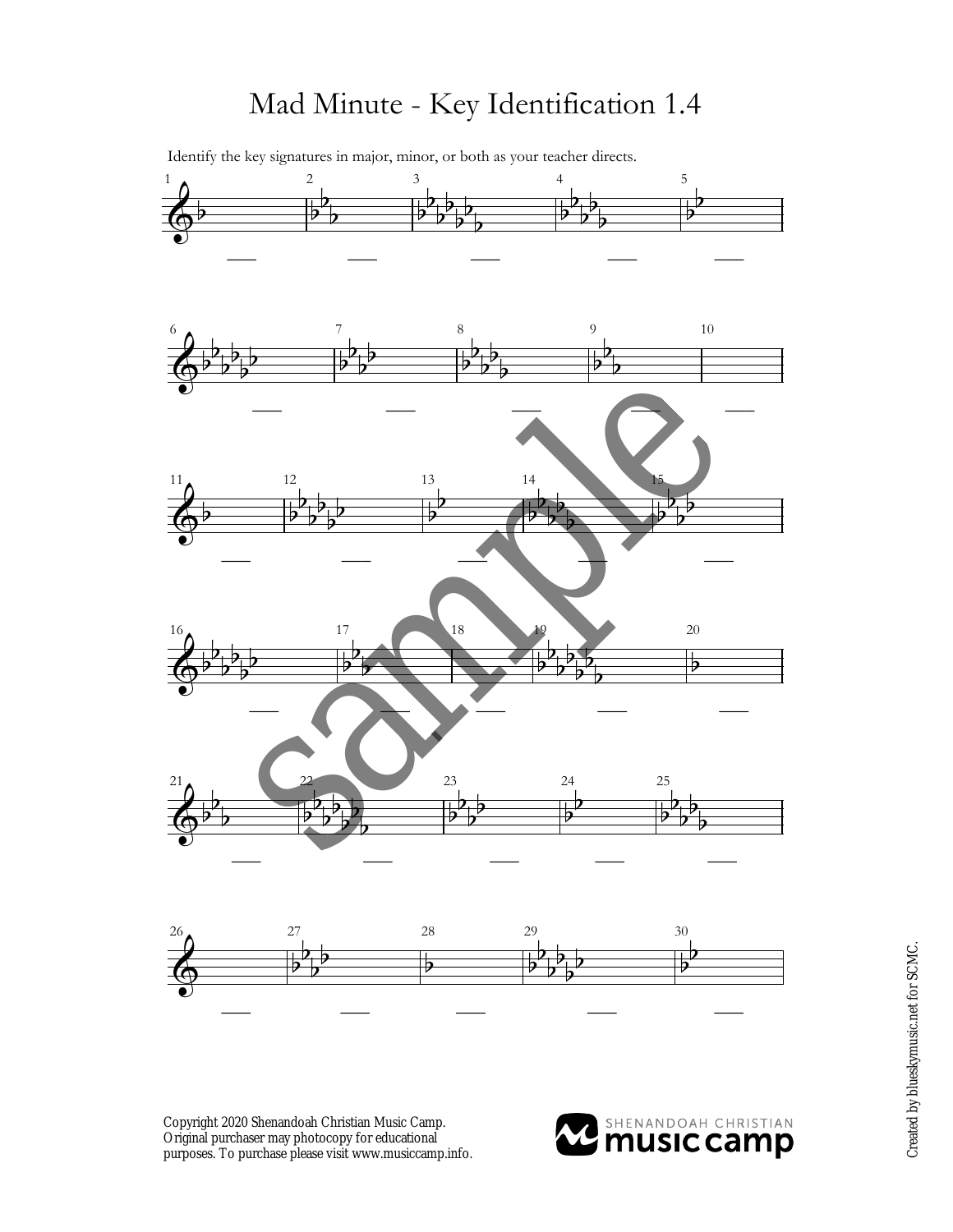# Mad Minute - Key Identification 1.4

Identify the key signatures in major, minor, or both as your teacher directs.

1 ___ 2 ___ 3 ___ 4 ___ 5 ___

6 ___ 7 ___ 8 ___ 9 ___ 10 ___

11 ___ 12 ___ 13 ___ 14 ___ 15 ___

16 ___ 17 ___ 18 ___ 19 ___ 20 ___

21 ___ 22 ___ 23 ___ 24 ___ 25 ___

26 ___ 27 ___ 28 ___ 29 ___ 30 ___

sample

Copyright 2020 Shenandoah Christian Music Camp. Original purchaser may photocopy for educational purposes. To purchase please visit www.musiccamp.info.

SHENANDOAH CHRISTIAN music camp

Created by blueskymusic.net for SCMC.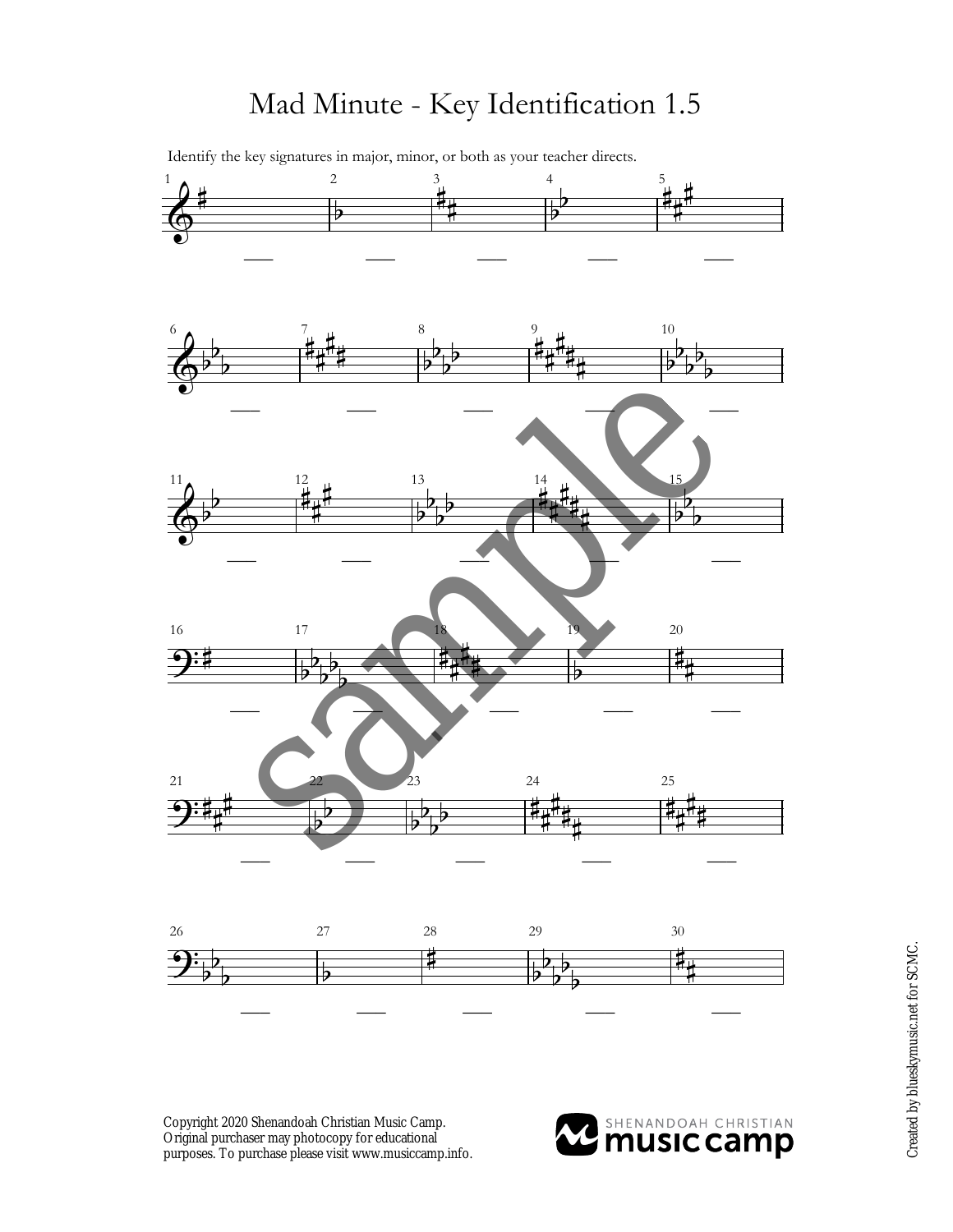# Mad Minute - Key Identification 1.5

Identify the key signatures in major, minor, or both as your teacher directs.

1 ___ 2 ___ 3 ___ 4 ___ 5 ___

6 ___ 7 ___ 8 ___ 9 ___ 10 ___

11 ___ 12 ___ 13 ___ 14 ___ 15 ___

16 ___ 17 ___ 18 ___ 19 ___ 20 ___

21 ___ 22 ___ 23 ___ 24 ___ 25 ___

26 ___ 27 ___ 28 ___ 29 ___ 30 ___

Copyright 2020 Shenandoah Christian Music Camp. Original purchaser may photocopy for educational purposes. To purchase please visit www.musiccamp.info.

SHENANDOAH CHRISTIAN music camp

Created by blueskymusic.net for SCMC.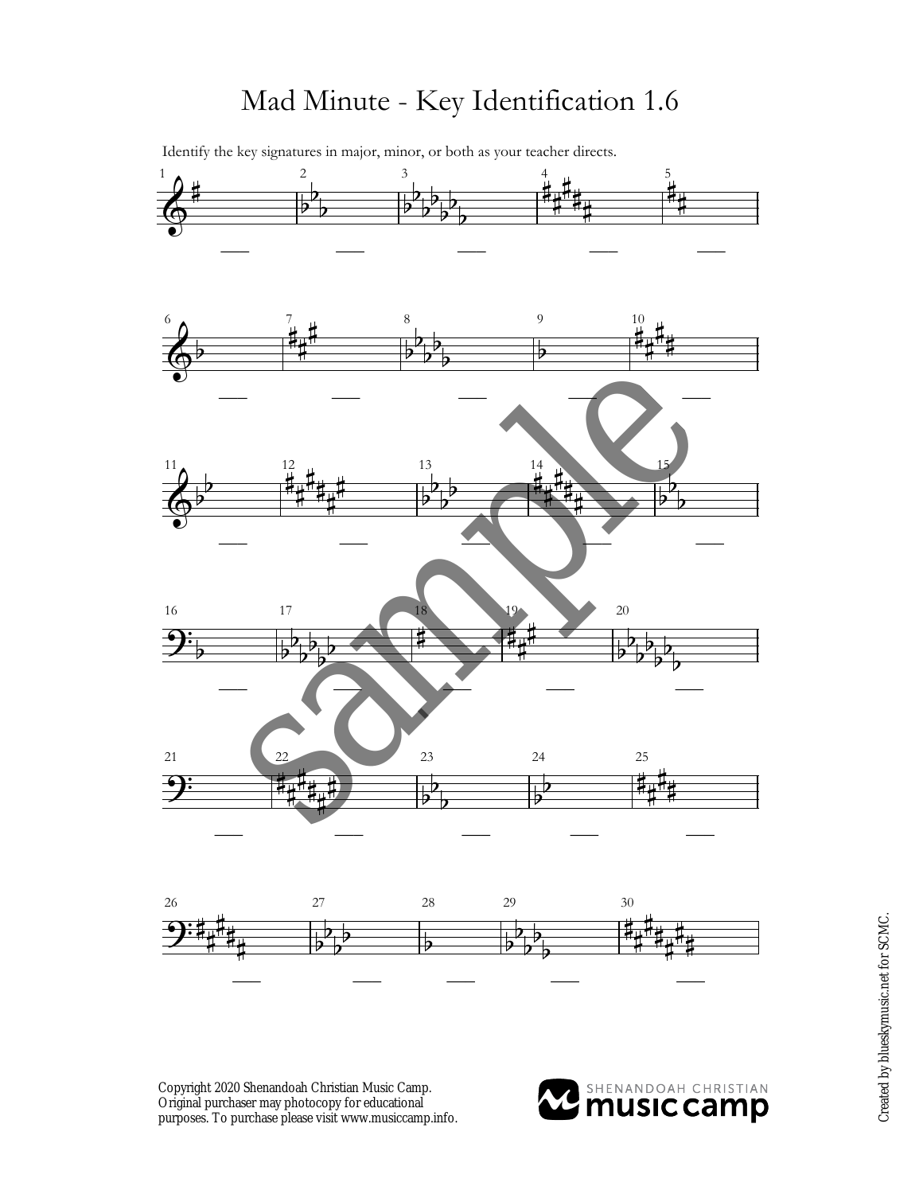# Mad Minute - Key Identification 1.6

Identify the key signatures in major, minor, or both as your teacher directs.

1 ___ 2 ___ 3 ___ 4 ___ 5 ___

6 ___ 7 ___ 8 ___ 9 ___ 10 ___

11 ___ 12 ___ 13 ___ 14 ___ 15 ___

16 ___ 17 ___ 18 ___ 19 ___ 20 ___

21 ___ 22 ___ 23 ___ 24 ___ 25 ___

26 ___ 27 ___ 28 ___ 29 ___ 30 ___

Copyright 2020 Shenandoah Christian Music Camp. Original purchaser may photocopy for educational purposes. To purchase please visit www.musiccamp.info.

SHENANDOAH CHRISTIAN music camp

Created by blueskymusic.net for SCMC.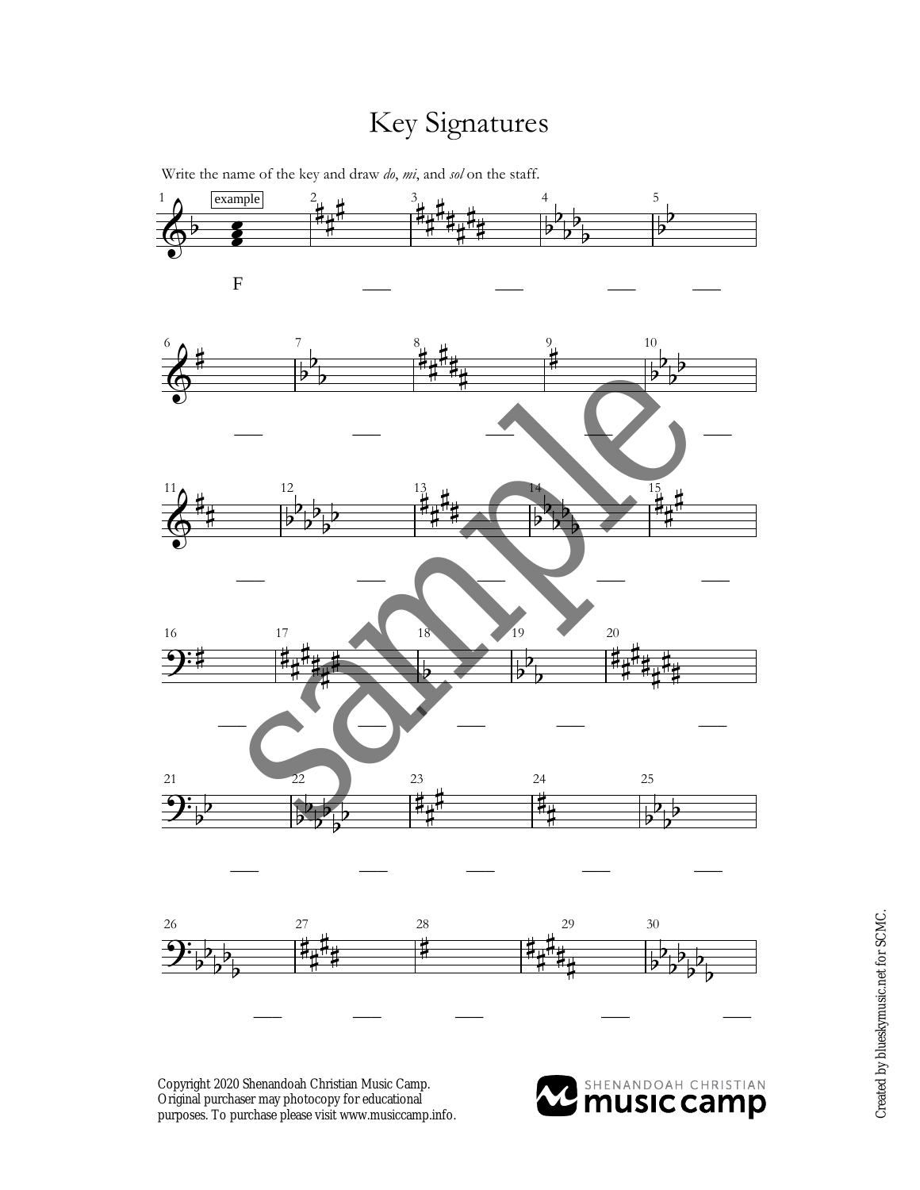# Key Signatures

Write the name of the key and draw *do*, *mi*, and *sol* on the staff.

1 example

F

Copyright 2020 Shenandoah Christian Music Camp. Original purchaser may photocopy for educational purposes. To purchase please visit www.musiccamp.info.

Created by blueskymusic.net for SCMC.